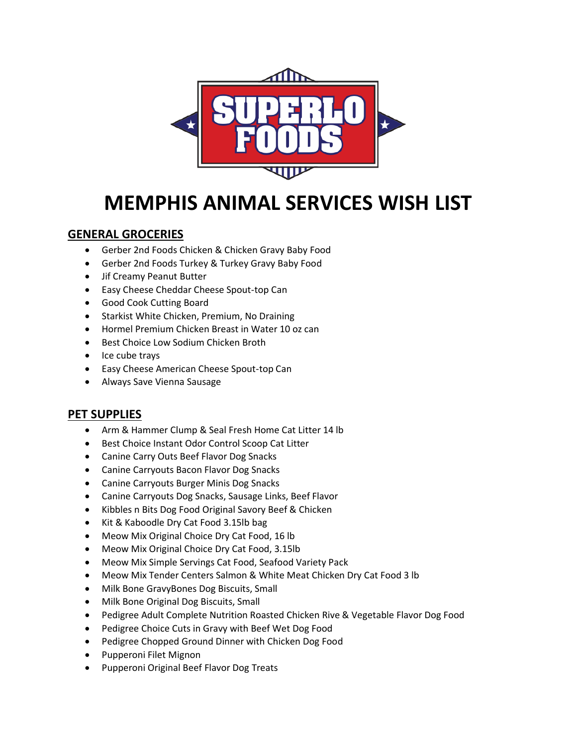SUPERLO FOODS

# MEMPHIS ANIMAL SERVICES WISH LIST

## GENERAL GROCERIES

- Gerber 2nd Foods Chicken & Chicken Gravy Baby Food
- Gerber 2nd Foods Turkey & Turkey Gravy Baby Food
- Jif Creamy Peanut Butter
- Easy Cheese Cheddar Cheese Spout-top Can
- Good Cook Cutting Board
- Starkist White Chicken, Premium, No Draining
- Hormel Premium Chicken Breast in Water 10 oz can
- Best Choice Low Sodium Chicken Broth
- Ice cube trays
- Easy Cheese American Cheese Spout-top Can
- Always Save Vienna Sausage

## PET SUPPLIES

- Arm & Hammer Clump & Seal Fresh Home Cat Litter 14 lb
- Best Choice Instant Odor Control Scoop Cat Litter
- Canine Carry Outs Beef Flavor Dog Snacks
- Canine Carryouts Bacon Flavor Dog Snacks
- Canine Carryouts Burger Minis Dog Snacks
- Canine Carryouts Dog Snacks, Sausage Links, Beef Flavor
- Kibbles n Bits Dog Food Original Savory Beef & Chicken
- Kit & Kaboodle Dry Cat Food 3.15lb bag
- Meow Mix Original Choice Dry Cat Food, 16 lb
- Meow Mix Original Choice Dry Cat Food, 3.15lb
- Meow Mix Simple Servings Cat Food, Seafood Variety Pack
- Meow Mix Tender Centers Salmon & White Meat Chicken Dry Cat Food 3 lb
- Milk Bone GravyBones Dog Biscuits, Small
- Milk Bone Original Dog Biscuits, Small
- Pedigree Adult Complete Nutrition Roasted Chicken Rive & Vegetable Flavor Dog Food
- Pedigree Choice Cuts in Gravy with Beef Wet Dog Food
- Pedigree Chopped Ground Dinner with Chicken Dog Food
- Pupperoni Filet Mignon
- Pupperoni Original Beef Flavor Dog Treats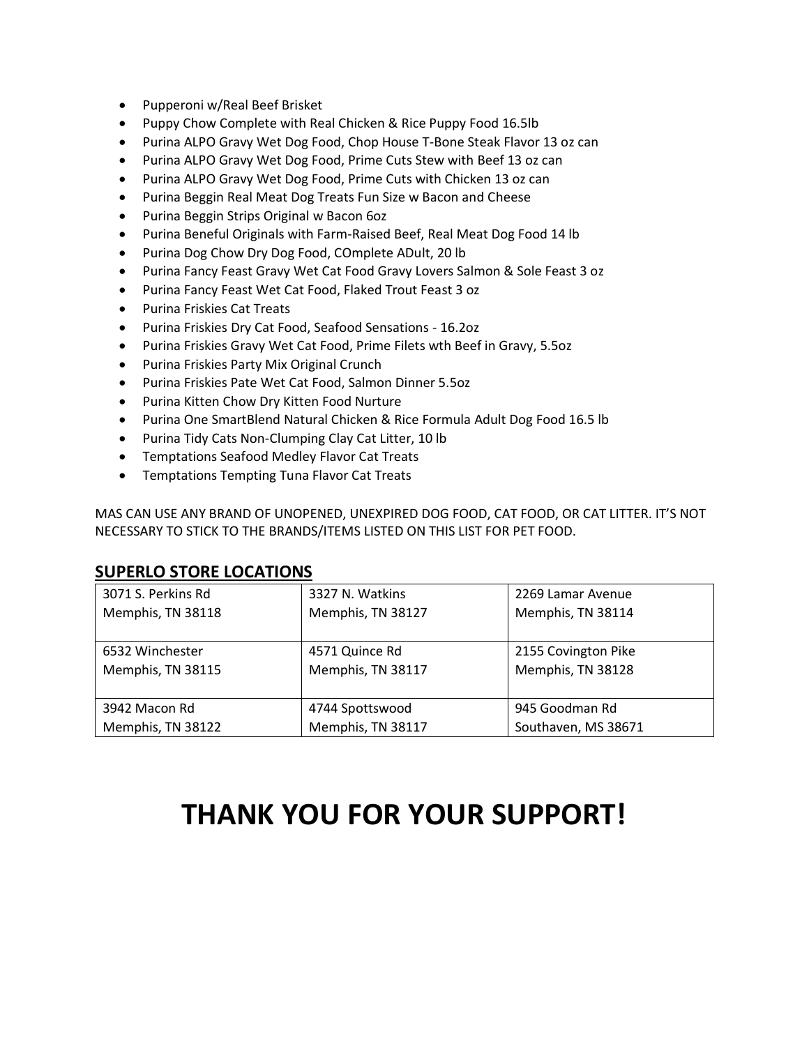- Pupperoni w/Real Beef Brisket
- Puppy Chow Complete with Real Chicken & Rice Puppy Food 16.5lb
- Purina ALPO Gravy Wet Dog Food, Chop House T-Bone Steak Flavor 13 oz can
- Purina ALPO Gravy Wet Dog Food, Prime Cuts Stew with Beef 13 oz can
- Purina ALPO Gravy Wet Dog Food, Prime Cuts with Chicken 13 oz can
- Purina Beggin Real Meat Dog Treats Fun Size w Bacon and Cheese
- Purina Beggin Strips Original w Bacon 6oz
- Purina Beneful Originals with Farm-Raised Beef, Real Meat Dog Food 14 lb
- Purina Dog Chow Dry Dog Food, COmplete ADult, 20 lb
- Purina Fancy Feast Gravy Wet Cat Food Gravy Lovers Salmon & Sole Feast 3 oz
- Purina Fancy Feast Wet Cat Food, Flaked Trout Feast 3 oz
- Purina Friskies Cat Treats
- Purina Friskies Dry Cat Food, Seafood Sensations - 16.2oz
- Purina Friskies Gravy Wet Cat Food, Prime Filets wth Beef in Gravy, 5.5oz
- Purina Friskies Party Mix Original Crunch
- Purina Friskies Pate Wet Cat Food, Salmon Dinner 5.5oz
- Purina Kitten Chow Dry Kitten Food Nurture
- Purina One SmartBlend Natural Chicken & Rice Formula Adult Dog Food 16.5 lb
- Purina Tidy Cats Non-Clumping Clay Cat Litter, 10 lb
- Temptations Seafood Medley Flavor Cat Treats
- Temptations Tempting Tuna Flavor Cat Treats

MAS CAN USE ANY BRAND OF UNOPENED, UNEXPIRED DOG FOOD, CAT FOOD, OR CAT LITTER. IT'S NOT NECESSARY TO STICK TO THE BRANDS/ITEMS LISTED ON THIS LIST FOR PET FOOD.

## SUPERLO STORE LOCATIONS

| | | |
|---|---|---|
| 3071 S. Perkins Rd<br>Memphis, TN 38118 | 3327 N. Watkins<br>Memphis, TN 38127 | 2269 Lamar Avenue<br>Memphis, TN 38114 |
| 6532 Winchester<br>Memphis, TN 38115 | 4571 Quince Rd<br>Memphis, TN 38117 | 2155 Covington Pike<br>Memphis, TN 38128 |
| 3942 Macon Rd<br>Memphis, TN 38122 | 4744 Spottswood<br>Memphis, TN 38117 | 945 Goodman Rd<br>Southaven, MS 38671 |

# THANK YOU FOR YOUR SUPPORT!